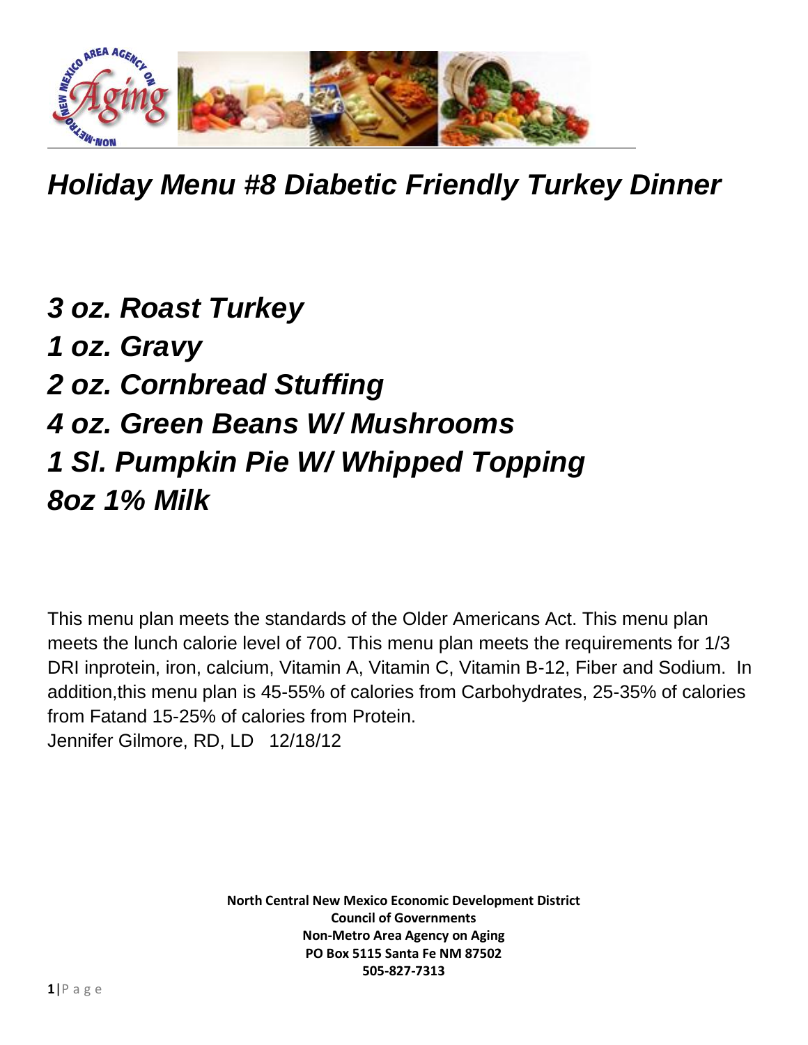# *Holiday Menu #8 Diabetic Friendly Turkey Dinner*

*3 oz. Roast Turkey*
*1 oz. Gravy*
*2 oz. Cornbread Stuffing*
*4 oz. Green Beans W/ Mushrooms*
*1 Sl. Pumpkin Pie W/ Whipped Topping*
*8oz 1% Milk*

This menu plan meets the standards of the Older Americans Act. This menu plan meets the lunch calorie level of 700. This menu plan meets the requirements for 1/3 DRI inprotein, iron, calcium, Vitamin A, Vitamin C, Vitamin B-12, Fiber and Sodium. In addition,this menu plan is 45-55% of calories from Carbohydrates, 25-35% of calories from Fatand 15-25% of calories from Protein.
Jennifer Gilmore, RD, LD 12/18/12

**North Central New Mexico Economic Development District**
**Council of Governments**
**Non-Metro Area Agency on Aging**
**PO Box 5115 Santa Fe NM 87502**
**505-827-7313**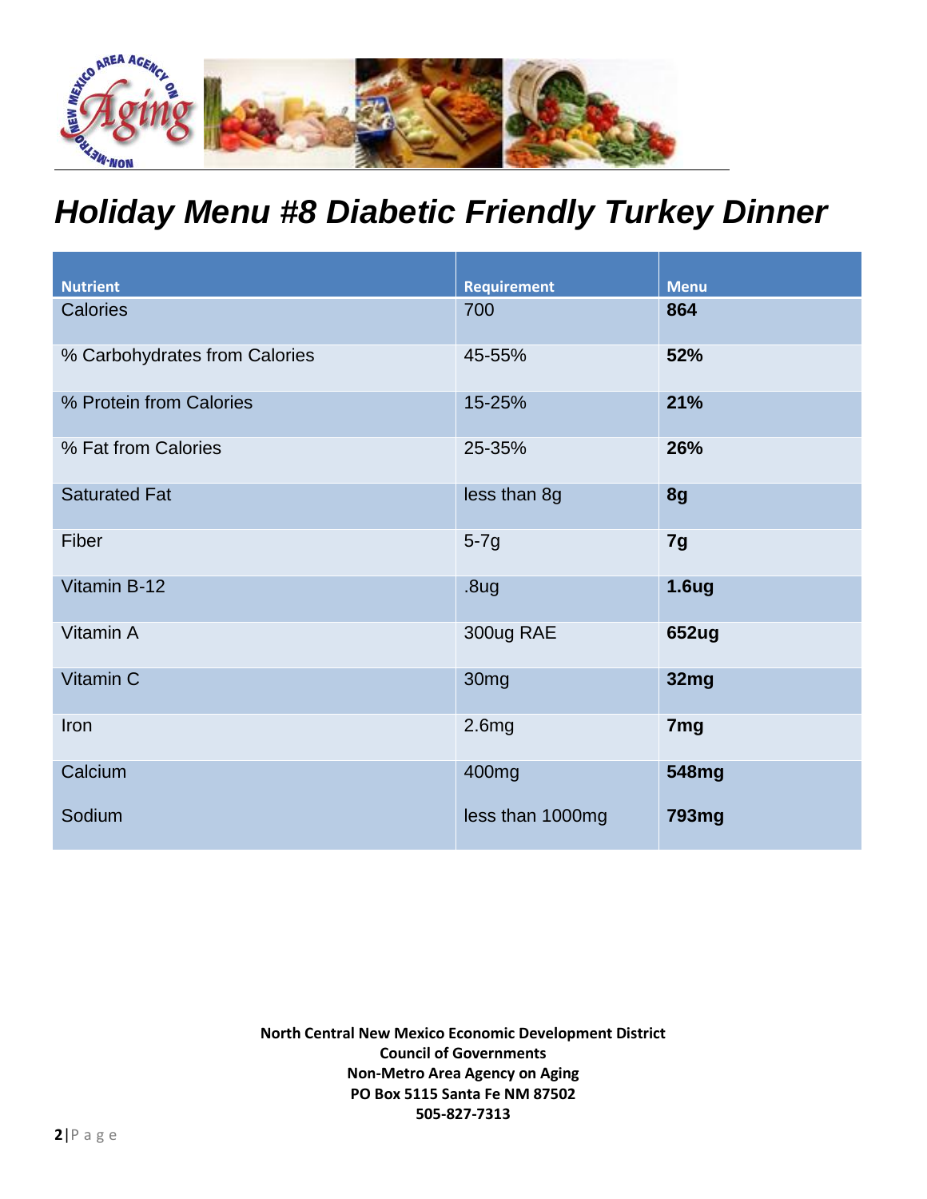# *Holiday Menu #8 Diabetic Friendly Turkey Dinner*

| Nutrient | Requirement | Menu |
|---|---|---|
| Calories | 700 | **864** |
| % Carbohydrates from Calories | 45-55% | **52%** |
| % Protein from Calories | 15-25% | **21%** |
| % Fat from Calories | 25-35% | **26%** |
| Saturated Fat | less than 8g | **8g** |
| Fiber | 5-7g | **7g** |
| Vitamin B-12 | .8ug | **1.6ug** |
| Vitamin A | 300ug RAE | **652ug** |
| Vitamin C | 30mg | **32mg** |
| Iron | 2.6mg | **7mg** |
| Calcium | 400mg | **548mg** |
| Sodium | less than 1000mg | **793mg** |

**North Central New Mexico Economic Development District**
**Council of Governments**
**Non-Metro Area Agency on Aging**
**PO Box 5115 Santa Fe NM 87502**
**505-827-7313**